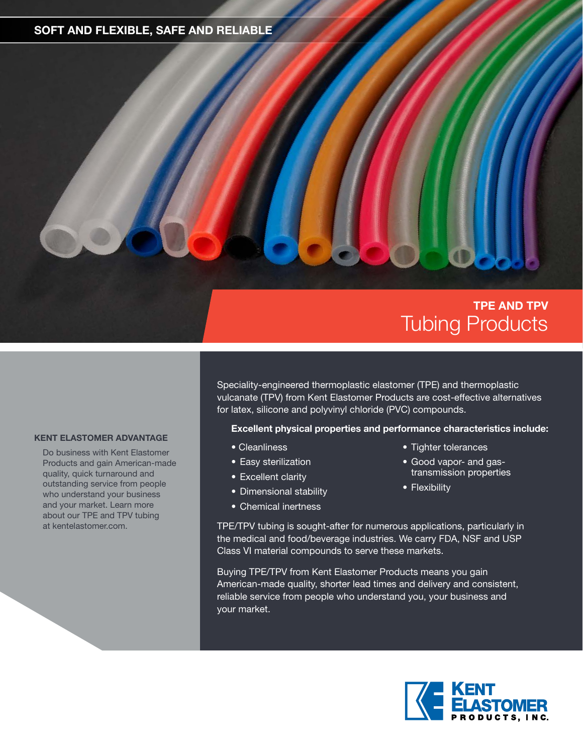SOFT AND FLEXIBLE, SAFE AND RELIABLE

# TPE AND TPV Tubing Products

Speciality-engineered thermoplastic elastomer (TPE) and thermoplastic vulcanate (TPV) from Kent Elastomer Products are cost-effective alternatives for latex, silicone and polyvinyl chloride (PVC) compounds.

**Excellent physical properties and performance characteristics include:**

- Cleanliness
- Easy sterilization
- Excellent clarity
- Dimensional stability
- Chemical inertness
- Tighter tolerances
- Good vapor- and gas-transmission properties
- Flexibility

TPE/TPV tubing is sought-after for numerous applications, particularly in the medical and food/beverage industries. We carry FDA, NSF and USP Class VI material compounds to serve these markets.

Buying TPE/TPV from Kent Elastomer Products means you gain American-made quality, shorter lead times and delivery and consistent, reliable service from people who understand you, your business and your market.

## KENT ELASTOMER ADVANTAGE

Do business with Kent Elastomer Products and gain American-made quality, quick turnaround and outstanding service from people who understand your business and your market. Learn more about our TPE and TPV tubing at kentelastomer.com.

KENT ELASTOMER PRODUCTS, INC.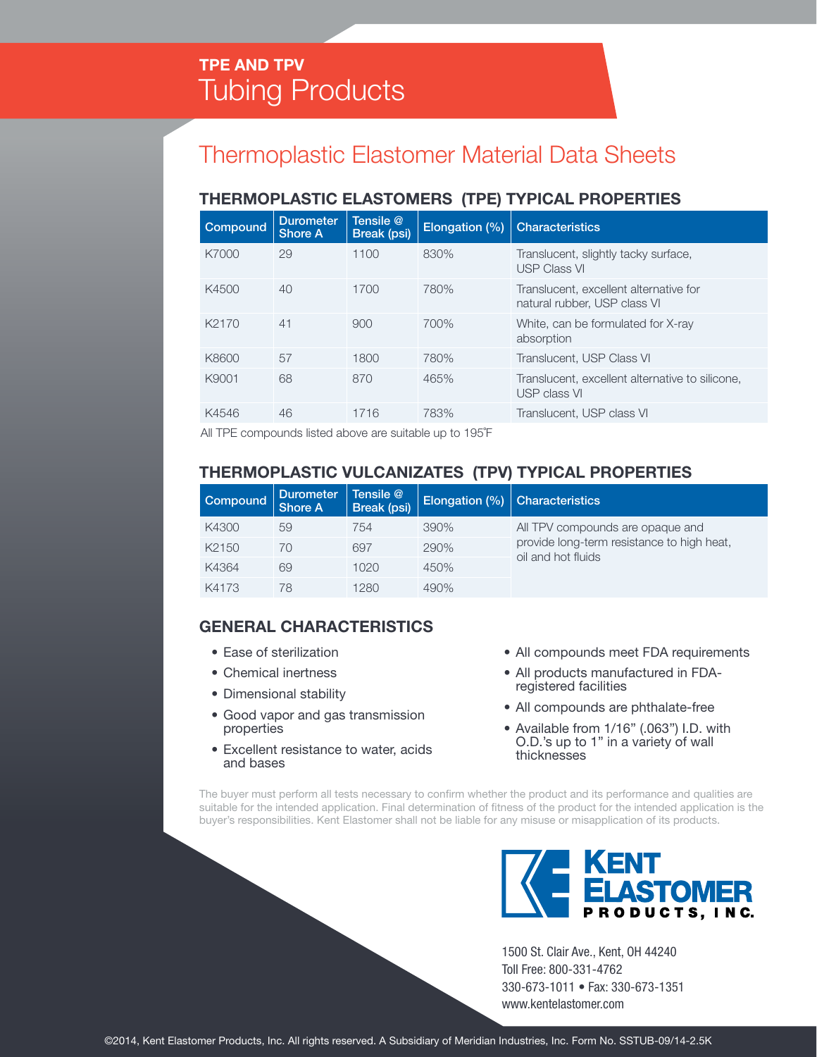**TPE AND TPV**

# Tubing Products

## Thermoplastic Elastomer Material Data Sheets

### THERMOPLASTIC ELASTOMERS (TPE) TYPICAL PROPERTIES

| Compound | Durometer Shore A | Tensile @ Break (psi) | Elongation (%) | Characteristics |
|---|---|---|---|---|
| K7000 | 29 | 1100 | 830% | Translucent, slightly tacky surface, USP Class VI |
| K4500 | 40 | 1700 | 780% | Translucent, excellent alternative for natural rubber, USP class VI |
| K2170 | 41 | 900 | 700% | White, can be formulated for X-ray absorption |
| K8600 | 57 | 1800 | 780% | Translucent, USP Class VI |
| K9001 | 68 | 870 | 465% | Translucent, excellent alternative to silicone, USP class VI |
| K4546 | 46 | 1716 | 783% | Translucent, USP class VI |

All TPE compounds listed above are suitable up to 195˚F

### THERMOPLASTIC VULCANIZATES (TPV) TYPICAL PROPERTIES

| Compound | Durometer Shore A | Tensile @ Break (psi) | Elongation (%) | Characteristics |
|---|---|---|---|---|
| K4300 | 59 | 754 | 390% | All TPV compounds are opaque and provide long-term resistance to high heat, oil and hot fluids |
| K2150 | 70 | 697 | 290% | |
| K4364 | 69 | 1020 | 450% | |
| K4173 | 78 | 1280 | 490% | |

### GENERAL CHARACTERISTICS

- Ease of sterilization
- Chemical inertness
- Dimensional stability
- Good vapor and gas transmission properties
- Excellent resistance to water, acids and bases
- All compounds meet FDA requirements
- All products manufactured in FDA-registered facilities
- All compounds are phthalate-free
- Available from 1/16” (.063”) I.D. with O.D.’s up to 1” in a variety of wall thicknesses

The buyer must perform all tests necessary to confirm whether the product and its performance and qualities are suitable for the intended application. Final determination of fitness of the product for the intended application is the buyer’s responsibilities. Kent Elastomer shall not be liable for any misuse or misapplication of its products.

KENT ELASTOMER PRODUCTS, INC.

1500 St. Clair Ave., Kent, OH 44240
Toll Free: 800-331-4762
330-673-1011 • Fax: 330-673-1351
www.kentelastomer.com

©2014, Kent Elastomer Products, Inc. All rights reserved. A Subsidiary of Meridian Industries, Inc. Form No. SSTUB-09/14-2.5K